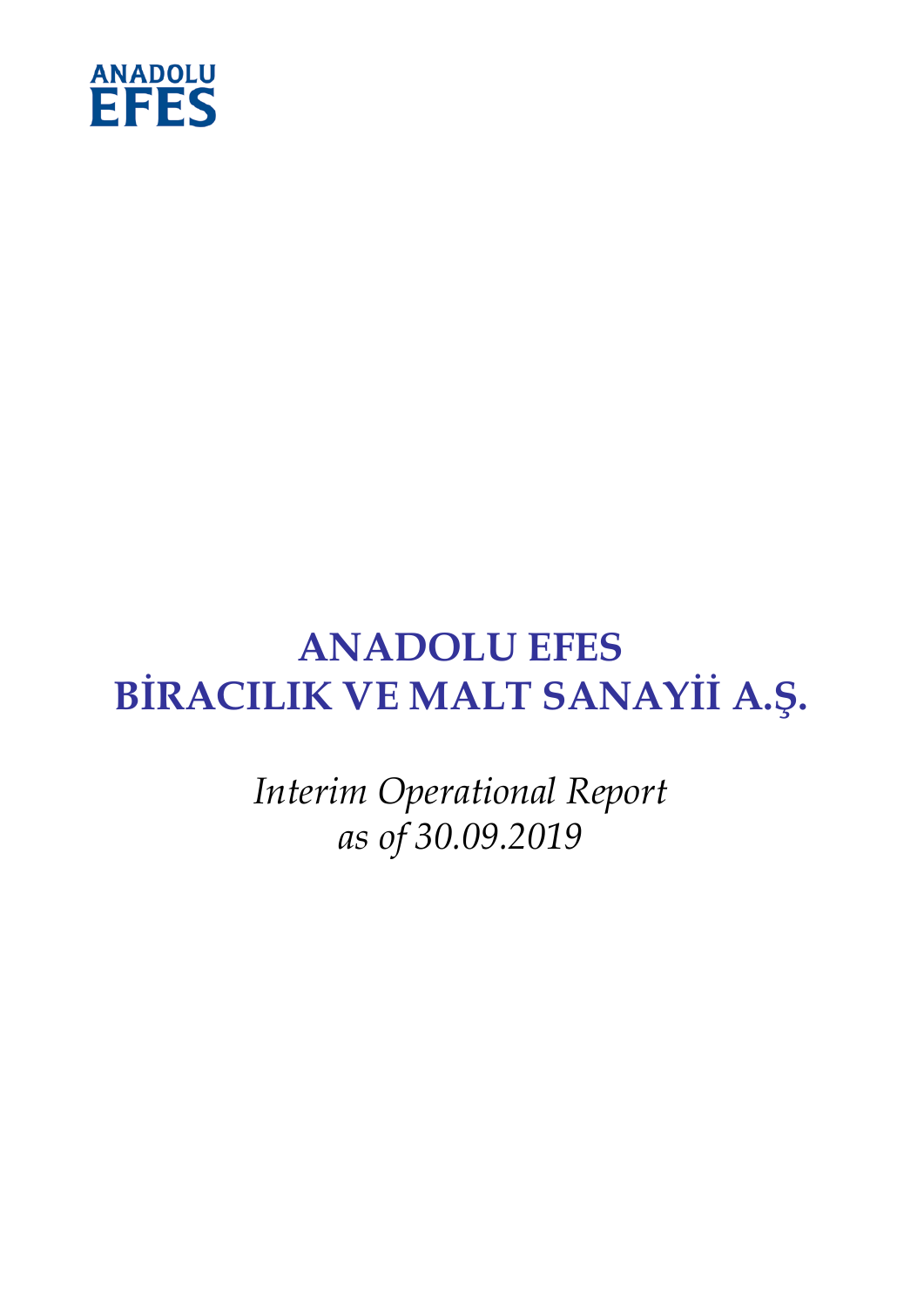ANADOLU
EFES

# ANADOLU EFES
# BİRACILIK VE MALT SANAYİİ A.Ş.

*Interim Operational Report*
*as of 30.09.2019*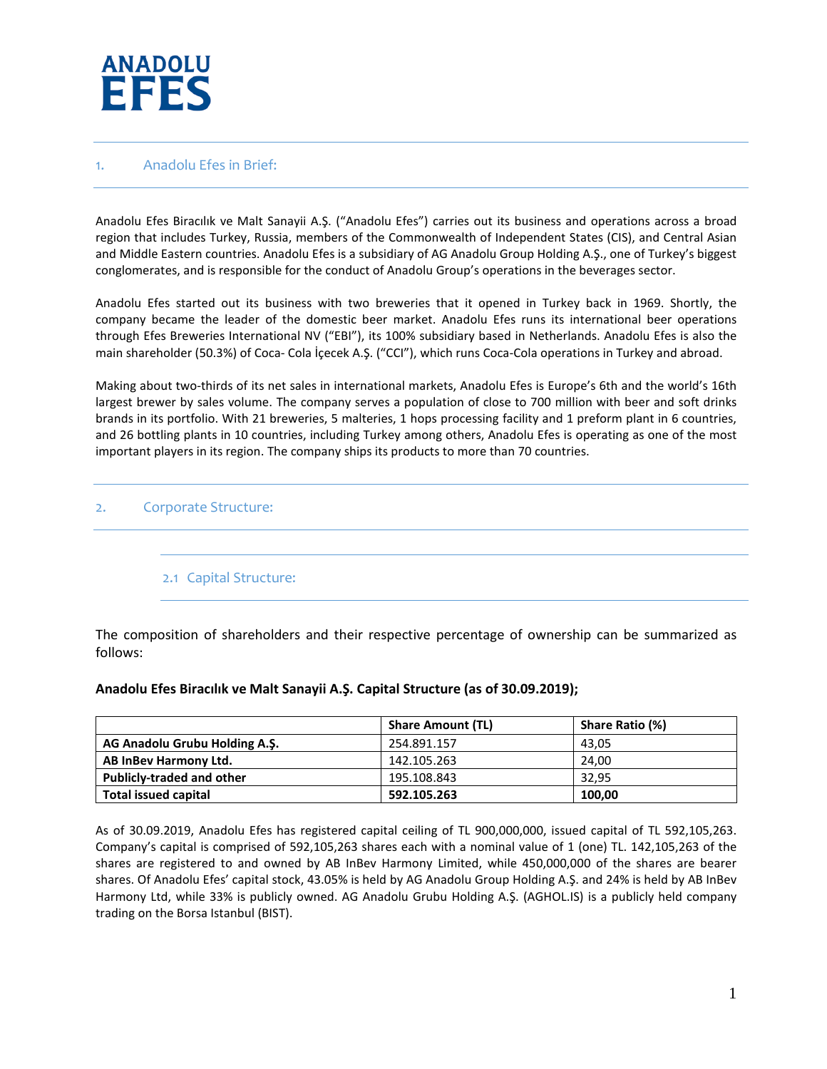ANADOLU EFES

## 1. Anadolu Efes in Brief:

Anadolu Efes Biracılık ve Malt Sanayii A.Ş. ("Anadolu Efes") carries out its business and operations across a broad region that includes Turkey, Russia, members of the Commonwealth of Independent States (CIS), and Central Asian and Middle Eastern countries. Anadolu Efes is a subsidiary of AG Anadolu Group Holding A.Ş., one of Turkey's biggest conglomerates, and is responsible for the conduct of Anadolu Group's operations in the beverages sector.

Anadolu Efes started out its business with two breweries that it opened in Turkey back in 1969. Shortly, the company became the leader of the domestic beer market. Anadolu Efes runs its international beer operations through Efes Breweries International NV ("EBI"), its 100% subsidiary based in Netherlands. Anadolu Efes is also the main shareholder (50.3%) of Coca- Cola İçecek A.Ş. ("CCI"), which runs Coca-Cola operations in Turkey and abroad.

Making about two-thirds of its net sales in international markets, Anadolu Efes is Europe's 6th and the world's 16th largest brewer by sales volume. The company serves a population of close to 700 million with beer and soft drinks brands in its portfolio. With 21 breweries, 5 malteries, 1 hops processing facility and 1 preform plant in 6 countries, and 26 bottling plants in 10 countries, including Turkey among others, Anadolu Efes is operating as one of the most important players in its region. The company ships its products to more than 70 countries.

## 2. Corporate Structure:

### 2.1 Capital Structure:

The composition of shareholders and their respective percentage of ownership can be summarized as follows:

**Anadolu Efes Biracılık ve Malt Sanayii A.Ş. Capital Structure (as of 30.09.2019);**

| | Share Amount (TL) | Share Ratio (%) |
|---|---|---|
| **AG Anadolu Grubu Holding A.Ş.** | 254.891.157 | 43,05 |
| **AB InBev Harmony Ltd.** | 142.105.263 | 24,00 |
| **Publicly-traded and other** | 195.108.843 | 32,95 |
| **Total issued capital** | **592.105.263** | **100,00** |

As of 30.09.2019, Anadolu Efes has registered capital ceiling of TL 900,000,000, issued capital of TL 592,105,263. Company's capital is comprised of 592,105,263 shares each with a nominal value of 1 (one) TL. 142,105,263 of the shares are registered to and owned by AB InBev Harmony Limited, while 450,000,000 of the shares are bearer shares. Of Anadolu Efes' capital stock, 43.05% is held by AG Anadolu Group Holding A.Ş. and 24% is held by AB InBev Harmony Ltd, while 33% is publicly owned. AG Anadolu Grubu Holding A.Ş. (AGHOL.IS) is a publicly held company trading on the Borsa Istanbul (BIST).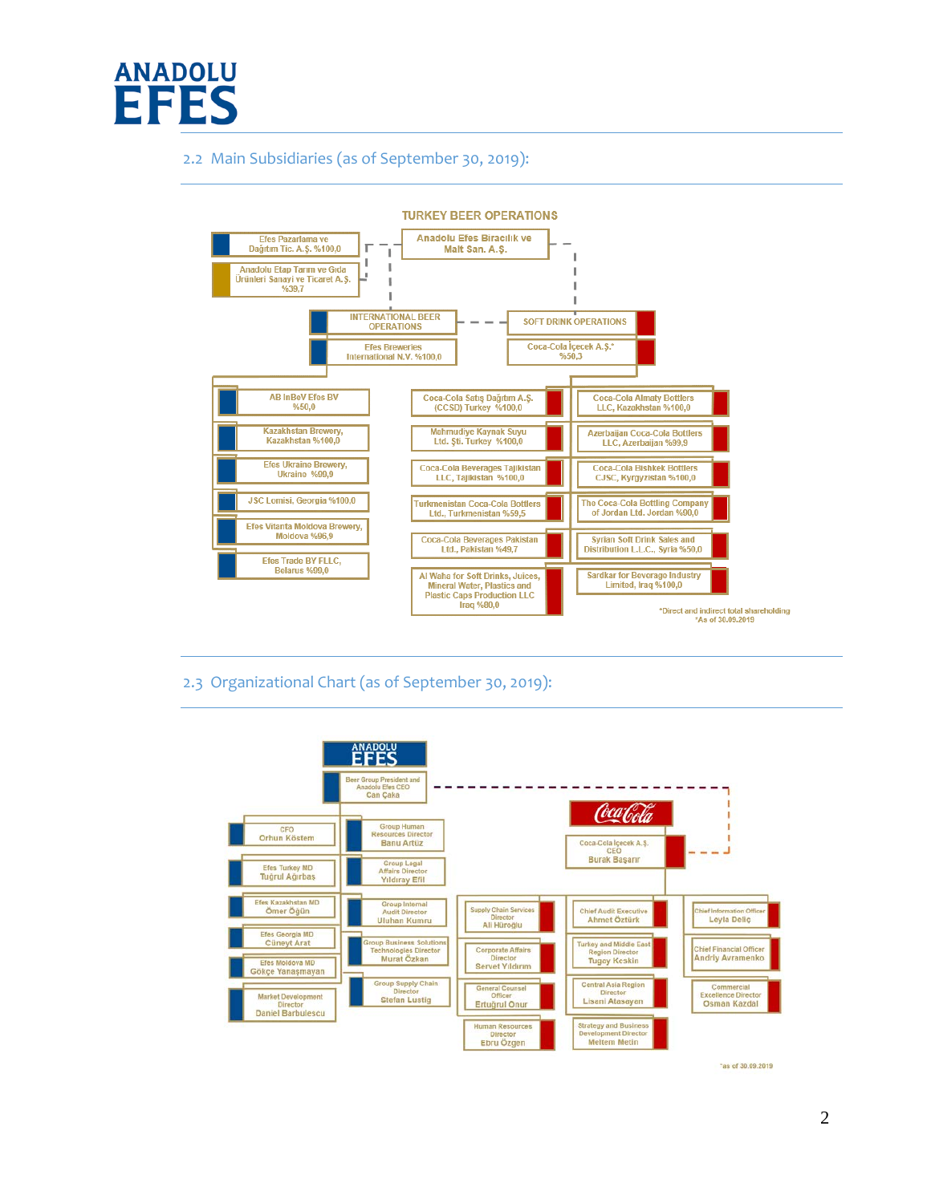## 2.2 Main Subsidiaries (as of September 30, 2019):

**TURKEY BEER OPERATIONS**

- Anadolu Efes Biracılık ve Malt San. A.Ş.
  - Efes Pazarlama ve Dağıtım Tic. A.Ş. %100,0
  - Anadolu Etap Tarım ve Gıda Ürünleri Sanayi ve Ticaret A.Ş. %39,7

**INTERNATIONAL BEER OPERATIONS**

- Efes Breweries International N.V. %100,0
  - AB InBev Efes BV %50,0
  - Kazakhstan Brewery, Kazakhstan %100,0
  - Efes Ukraine Brewery, Ukraine %99,9
  - JSC Lomisi, Georgia %100,0
  - Efes Vitanta Moldova Brewery, Moldova %96,9
  - Efes Trade BY FLLC, Belarus %99,0

**SOFT DRINK OPERATIONS**

- Coca-Cola İçecek A.Ş.* %50,3
  - Coca-Cola Satış Dağıtım A.Ş. (CCSD) Turkey %100,0
  - Mahmudiye Kaynak Suyu Ltd. Şti. Turkey %100,0
  - Coca-Cola Beverages Tajikistan LLC, Tajikistan %100,0
  - Turkmenistan Coca-Cola Bottlers Ltd., Turkmenistan %59,5
  - Coca-Cola Beverages Pakistan Ltd., Pakistan %49,7
  - Al Waha for Soft Drinks, Juices, Mineral Water, Plastics and Plastic Caps Production LLC Iraq %80,0
  - Coca-Cola Almaty Bottlers LLC, Kazakhstan %100,0
  - Azerbaijan Coca-Cola Bottlers LLC, Azerbaijan %99,9
  - Coca-Cola Bishkek Bottlers CJSC, Kyrgyzistan %100,0
  - The Coca-Cola Bottling Company of Jordan Ltd. Jordan %90,0
  - Syrian Soft Drink Sales and Distribution L.L.C., Syria %50,0
  - Sardkar for Beverage Industry Limited, Iraq %100,0

*Direct and indirect total shareholding
*As of 30.09.2019

## 2.3 Organizational Chart (as of September 30, 2019):

**ANADOLU EFES**

- Beer Group President and Anadolu Efes CEO – Can Çaka
  - CFO – Orhun Köstem
  - Efes Turkey MD – Tuğrul Ağırbaş
  - Efes Kazakhstan MD – Ömer Öğün
  - Efes Georgia MD – Cüneyt Arat
  - Efes Moldova MD – Gökçe Yanaşmayan
  - Market Development Director – Daniel Barbulescu
  - Group Human Resources Director – Banu Artüz
  - Group Legal Affairs Director – Yıldıray Efil
  - Group Internal Audit Director – Uluhan Kumru
  - Group Business Solutions Technologies Director – Murat Özkan
  - Group Supply Chain Director – Stefan Lustig

**Coca-Cola**

- Coca-Cola İçecek A.Ş. CEO – Burak Başarır
  - Supply Chain Services Director – Ali Hüroğlu
  - Corporate Affairs Director – Servet Yıldırım
  - General Counsel Officer – Ertuğrul Onur
  - Human Resources Director – Ebru Özgen
  - Chief Audit Executive – Ahmet Öztürk
  - Turkey and Middle East Region Director – Tugay Keskin
  - Central Asia Region Director – Lisani Atasoyen
  - Strategy and Business Development Director – Meltem Metin
  - Chief Information Officer – Leyla Deliç
  - Chief Financial Officer – Andriy Avramenko
  - Commercial Excellence Director – Osman Kazdal

*as of 30.09.2019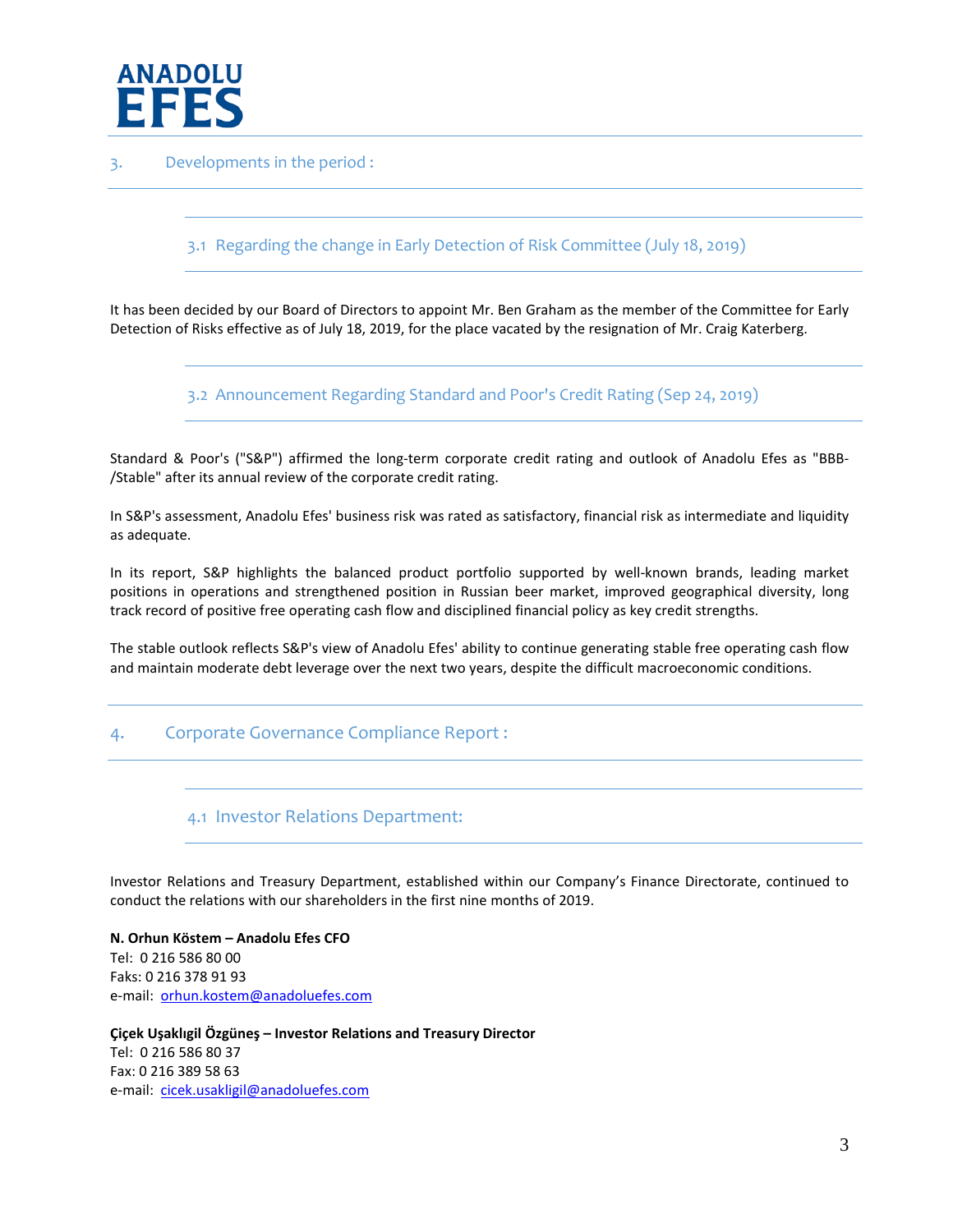## 3. Developments in the period :

### 3.1 Regarding the change in Early Detection of Risk Committee (July 18, 2019)

It has been decided by our Board of Directors to appoint Mr. Ben Graham as the member of the Committee for Early Detection of Risks effective as of July 18, 2019, for the place vacated by the resignation of Mr. Craig Katerberg.

### 3.2 Announcement Regarding Standard and Poor's Credit Rating (Sep 24, 2019)

Standard & Poor's ("S&P") affirmed the long-term corporate credit rating and outlook of Anadolu Efes as "BBB-/Stable" after its annual review of the corporate credit rating.

In S&P's assessment, Anadolu Efes' business risk was rated as satisfactory, financial risk as intermediate and liquidity as adequate.

In its report, S&P highlights the balanced product portfolio supported by well-known brands, leading market positions in operations and strengthened position in Russian beer market, improved geographical diversity, long track record of positive free operating cash flow and disciplined financial policy as key credit strengths.

The stable outlook reflects S&P's view of Anadolu Efes' ability to continue generating stable free operating cash flow and maintain moderate debt leverage over the next two years, despite the difficult macroeconomic conditions.

## 4. Corporate Governance Compliance Report :

### 4.1 Investor Relations Department:

Investor Relations and Treasury Department, established within our Company's Finance Directorate, continued to conduct the relations with our shareholders in the first nine months of 2019.

**N. Orhun Köstem – Anadolu Efes CFO**
Tel: 0 216 586 80 00
Faks: 0 216 378 91 93
e-mail: orhun.kostem@anadoluefes.com

**Çiçek Uşaklıgil Özgüneş – Investor Relations and Treasury Director**
Tel: 0 216 586 80 37
Fax: 0 216 389 58 63
e-mail: cicek.usakligil@anadoluefes.com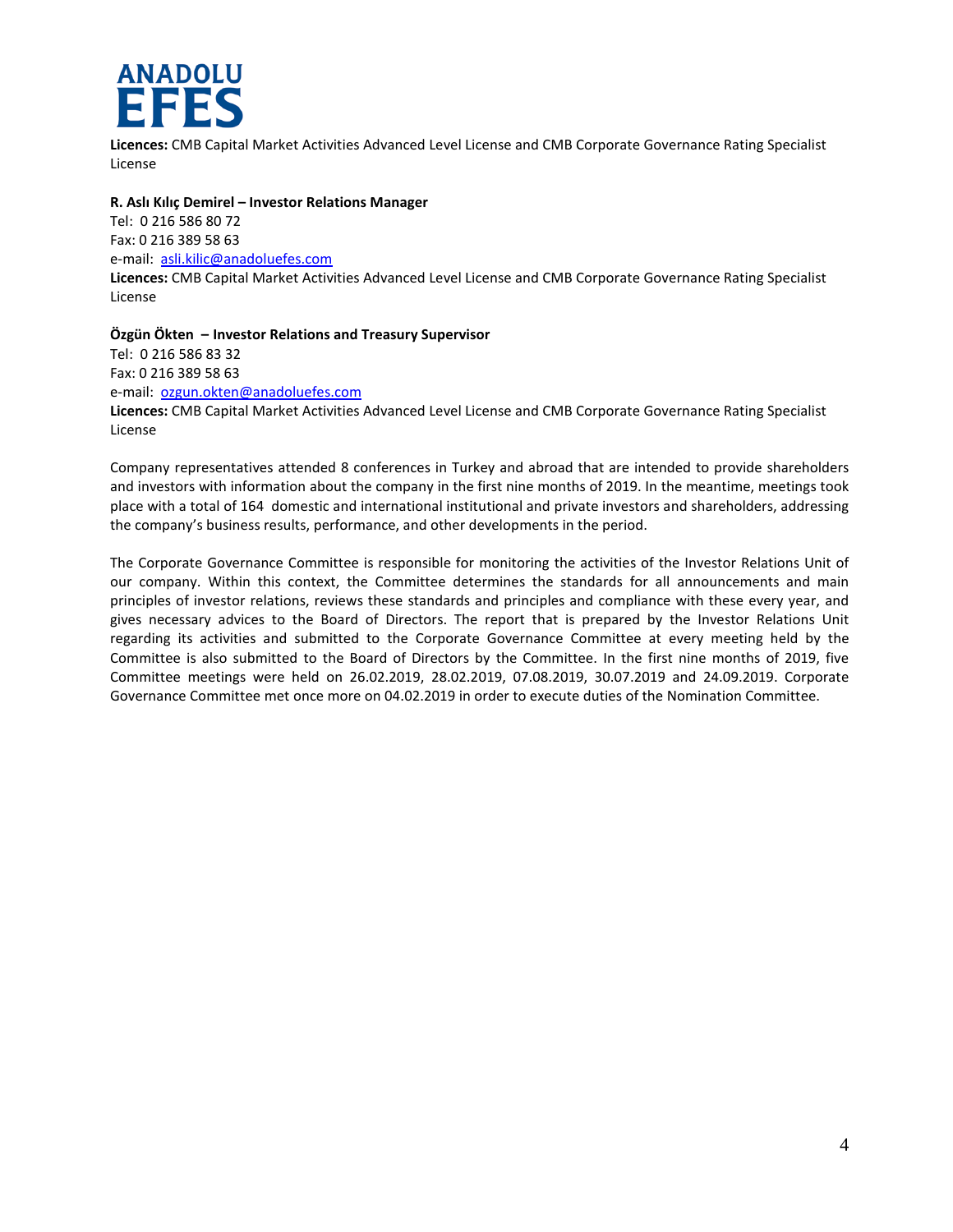**Licences:** CMB Capital Market Activities Advanced Level License and CMB Corporate Governance Rating Specialist License

**R. Aslı Kılıç Demirel – Investor Relations Manager**
Tel: 0 216 586 80 72
Fax: 0 216 389 58 63
e-mail: asli.kilic@anadoluefes.com
**Licences:** CMB Capital Market Activities Advanced Level License and CMB Corporate Governance Rating Specialist License

**Özgün Ökten – Investor Relations and Treasury Supervisor**
Tel: 0 216 586 83 32
Fax: 0 216 389 58 63
e-mail: ozgun.okten@anadoluefes.com
**Licences:** CMB Capital Market Activities Advanced Level License and CMB Corporate Governance Rating Specialist License

Company representatives attended 8 conferences in Turkey and abroad that are intended to provide shareholders and investors with information about the company in the first nine months of 2019. In the meantime, meetings took place with a total of 164 domestic and international institutional and private investors and shareholders, addressing the company's business results, performance, and other developments in the period.

The Corporate Governance Committee is responsible for monitoring the activities of the Investor Relations Unit of our company. Within this context, the Committee determines the standards for all announcements and main principles of investor relations, reviews these standards and principles and compliance with these every year, and gives necessary advices to the Board of Directors. The report that is prepared by the Investor Relations Unit regarding its activities and submitted to the Corporate Governance Committee at every meeting held by the Committee is also submitted to the Board of Directors by the Committee. In the first nine months of 2019, five Committee meetings were held on 26.02.2019, 28.02.2019, 07.08.2019, 30.07.2019 and 24.09.2019. Corporate Governance Committee met once more on 04.02.2019 in order to execute duties of the Nomination Committee.